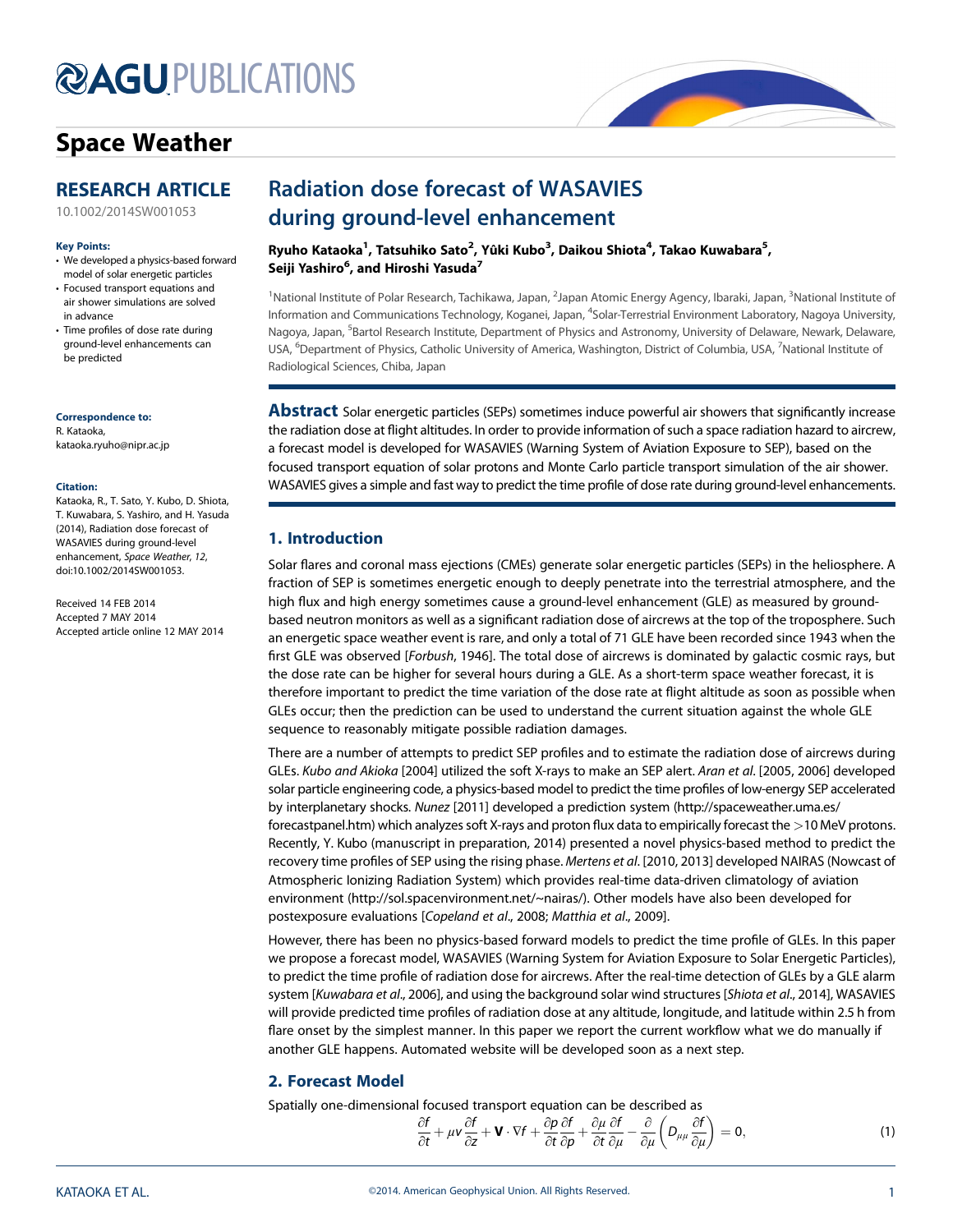# Space Weather

## RESEARCH ARTICLE

10.1002/2014SW001053

**Key Points:**

- We developed a physics-based forward model of solar energetic particles
- Focused transport equations and air shower simulations are solved in advance
- Time profiles of dose rate during ground-level enhancements can be predicted

**Correspondence to:**
R. Kataoka,
kataoka.ryuho@nipr.ac.jp

**Citation:**
Kataoka, R., T. Sato, Y. Kubo, D. Shiota, T. Kuwabara, S. Yashiro, and H. Yasuda (2014), Radiation dose forecast of WASAVIES during ground-level enhancement, *Space Weather*, *12*, doi:10.1002/2014SW001053.

Received 14 FEB 2014
Accepted 7 MAY 2014
Accepted article online 12 MAY 2014

# Radiation dose forecast of WASAVIES during ground-level enhancement

**Ryuho Kataoka[1], Tatsuhiko Sato[2], Yûki Kubo[3], Daikou Shiota[4], Takao Kuwabara[5], Seiji Yashiro[6], and Hiroshi Yasuda[7]**

[1]National Institute of Polar Research, Tachikawa, Japan, [2]Japan Atomic Energy Agency, Ibaraki, Japan, [3]National Institute of Information and Communications Technology, Koganei, Japan, [4]Solar-Terrestrial Environment Laboratory, Nagoya University, Nagoya, Japan, [5]Bartol Research Institute, Department of Physics and Astronomy, University of Delaware, Newark, Delaware, USA, [6]Department of Physics, Catholic University of America, Washington, District of Columbia, USA, [7]National Institute of Radiological Sciences, Chiba, Japan

**Abstract** Solar energetic particles (SEPs) sometimes induce powerful air showers that significantly increase the radiation dose at flight altitudes. In order to provide information of such a space radiation hazard to aircrew, a forecast model is developed for WASAVIES (Warning System of Aviation Exposure to SEP), based on the focused transport equation of solar protons and Monte Carlo particle transport simulation of the air shower. WASAVIES gives a simple and fast way to predict the time profile of dose rate during ground-level enhancements.

## 1. Introduction

Solar flares and coronal mass ejections (CMEs) generate solar energetic particles (SEPs) in the heliosphere. A fraction of SEP is sometimes energetic enough to deeply penetrate into the terrestrial atmosphere, and the high flux and high energy sometimes cause a ground-level enhancement (GLE) as measured by ground-based neutron monitors as well as a significant radiation dose of aircrews at the top of the troposphere. Such an energetic space weather event is rare, and only a total of 71 GLE have been recorded since 1943 when the first GLE was observed [*Forbush*, 1946]. The total dose of aircrews is dominated by galactic cosmic rays, but the dose rate can be higher for several hours during a GLE. As a short-term space weather forecast, it is therefore important to predict the time variation of the dose rate at flight altitude as soon as possible when GLEs occur; then the prediction can be used to understand the current situation against the whole GLE sequence to reasonably mitigate possible radiation damages.

There are a number of attempts to predict SEP profiles and to estimate the radiation dose of aircrews during GLEs. *Kubo and Akioka* [2004] utilized the soft X-rays to make an SEP alert. *Aran et al.* [2005, 2006] developed solar particle engineering code, a physics-based model to predict the time profiles of low-energy SEP accelerated by interplanetary shocks. *Nunez* [2011] developed a prediction system (http://spaceweather.uma.es/forecastpanel.htm) which analyzes soft X-rays and proton flux data to empirically forecast the >10 MeV protons. Recently, Y. Kubo (manuscript in preparation, 2014) presented a novel physics-based method to predict the recovery time profiles of SEP using the rising phase. *Mertens et al.* [2010, 2013] developed NAIRAS (Nowcast of Atmospheric Ionizing Radiation System) which provides real-time data-driven climatology of aviation environment (http://sol.spacenvironment.net/~nairas/). Other models have also been developed for postexposure evaluations [*Copeland et al.*, 2008; *Matthia et al.*, 2009].

However, there has been no physics-based forward models to predict the time profile of GLEs. In this paper we propose a forecast model, WASAVIES (Warning System for Aviation Exposure to Solar Energetic Particles), to predict the time profile of radiation dose for aircrews. After the real-time detection of GLEs by a GLE alarm system [*Kuwabara et al.*, 2006], and using the background solar wind structures [*Shiota et al.*, 2014], WASAVIES will provide predicted time profiles of radiation dose at any altitude, longitude, and latitude within 2.5 h from flare onset by the simplest manner. In this paper we report the current workflow what we do manually if another GLE happens. Automated website will be developed soon as a next step.

## 2. Forecast Model

Spatially one-dimensional focused transport equation can be described as

$$\frac{\partial f}{\partial t} + \mu v \frac{\partial f}{\partial z} + \mathbf{V} \cdot \nabla f + \frac{\partial p}{\partial t}\frac{\partial f}{\partial p} + \frac{\partial \mu}{\partial t}\frac{\partial f}{\partial \mu} - \frac{\partial}{\partial \mu}\left(D_{\mu\mu}\frac{\partial f}{\partial \mu}\right) = 0, \tag{1}$$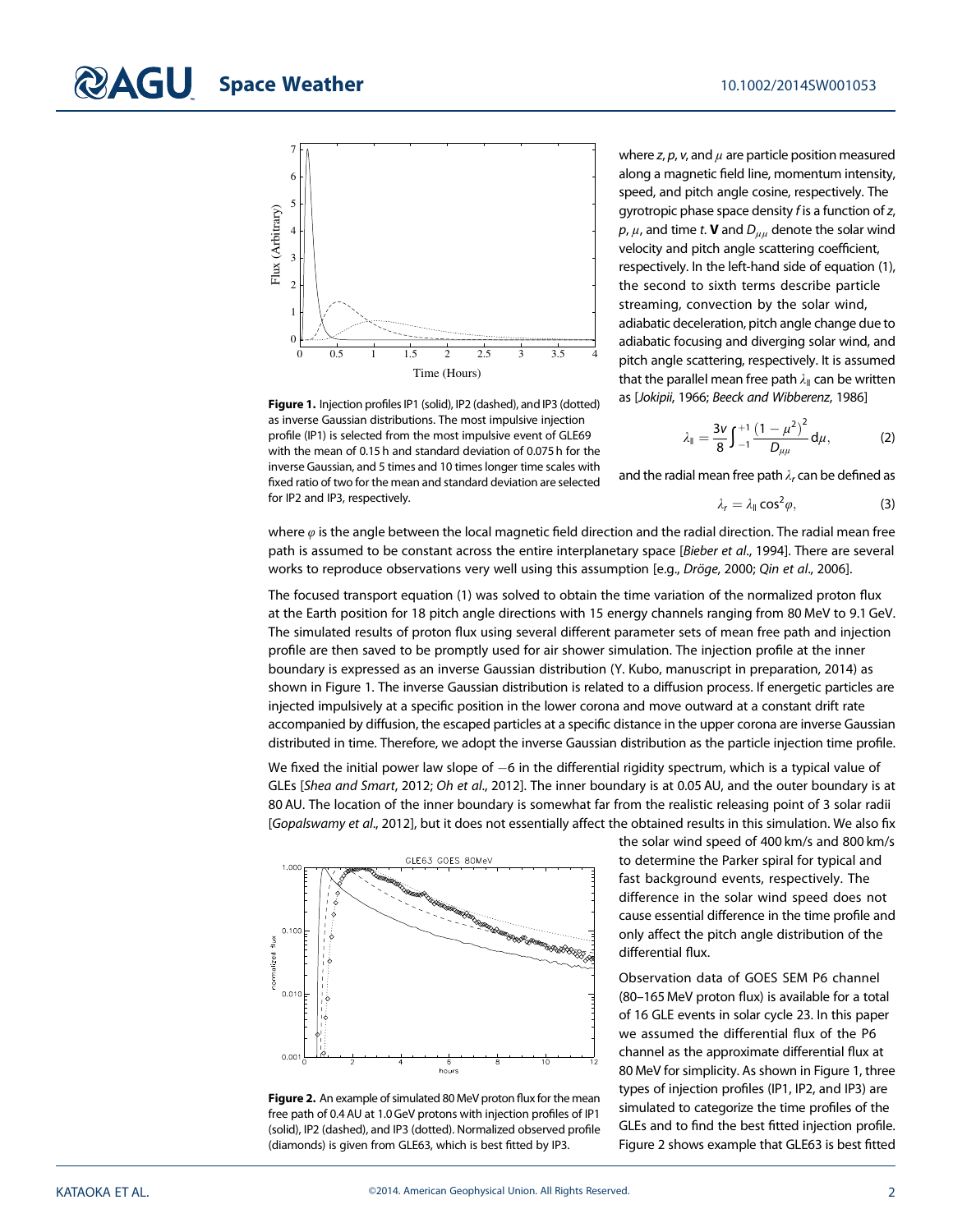Figure 1. Injection profiles IP1 (solid), IP2 (dashed), and IP3 (dotted) as inverse Gaussian distributions. The most impulsive injection profile (IP1) is selected from the most impulsive event of GLE69 with the mean of 0.15 h and standard deviation of 0.075 h for the inverse Gaussian, and 5 times and 10 times longer time scales with fixed ratio of two for the mean and standard deviation are selected for IP2 and IP3, respectively.

where $z$, $p$, $v$, and $\mu$ are particle position measured along a magnetic field line, momentum intensity, speed, and pitch angle cosine, respectively. The gyrotropic phase space density $f$ is a function of $z$, $p$, $\mu$, and time $t$. $\mathbf{V}$ and $D_{\mu\mu}$ denote the solar wind velocity and pitch angle scattering coefficient, respectively. In the left-hand side of equation (1), the second to sixth terms describe particle streaming, convection by the solar wind, adiabatic deceleration, pitch angle change due to adiabatic focusing and diverging solar wind, and pitch angle scattering, respectively. It is assumed that the parallel mean free path $\lambda_{\parallel}$ can be written as [*Jokipii*, 1966; *Beeck and Wibberenz*, 1986]

$$\lambda_{\parallel} = \frac{3v}{8}\int_{-1}^{+1}\frac{\left(1-\mu^2\right)^2}{D_{\mu\mu}}\mathrm{d}\mu, \qquad (2)$$

and the radial mean free path $\lambda_r$ can be defined as

$$\lambda_r = \lambda_{\parallel}\cos^2\varphi, \qquad (3)$$

where $\varphi$ is the angle between the local magnetic field direction and the radial direction. The radial mean free path is assumed to be constant across the entire interplanetary space [*Bieber et al.*, 1994]. There are several works to reproduce observations very well using this assumption [e.g., *Dröge*, 2000; *Qin et al.*, 2006].

The focused transport equation (1) was solved to obtain the time variation of the normalized proton flux at the Earth position for 18 pitch angle directions with 15 energy channels ranging from 80 MeV to 9.1 GeV. The simulated results of proton flux using several different parameter sets of mean free path and injection profile are then saved to be promptly used for air shower simulation. The injection profile at the inner boundary is expressed as an inverse Gaussian distribution (Y. Kubo, manuscript in preparation, 2014) as shown in Figure 1. The inverse Gaussian distribution is related to a diffusion process. If energetic particles are injected impulsively at a specific position in the lower corona and move outward at a constant drift rate accompanied by diffusion, the escaped particles at a specific distance in the upper corona are inverse Gaussian distributed in time. Therefore, we adopt the inverse Gaussian distribution as the particle injection time profile.

We fixed the initial power law slope of −6 in the differential rigidity spectrum, which is a typical value of GLEs [*Shea and Smart*, 2012; *Oh et al.*, 2012]. The inner boundary is at 0.05 AU, and the outer boundary is at 80 AU. The location of the inner boundary is somewhat far from the realistic releasing point of 3 solar radii [*Gopalswamy et al.*, 2012], but it does not essentially affect the obtained results in this simulation. We also fix the solar wind speed of 400 km/s and 800 km/s to determine the Parker spiral for typical and fast background events, respectively. The difference in the solar wind speed does not cause essential difference in the time profile and only affect the pitch angle distribution of the differential flux.

Figure 2. An example of simulated 80 MeV proton flux for the mean free path of 0.4 AU at 1.0 GeV protons with injection profiles of IP1 (solid), IP2 (dashed), and IP3 (dotted). Normalized observed profile (diamonds) is given from GLE63, which is best fitted by IP3.

Observation data of GOES SEM P6 channel (80–165 MeV proton flux) is available for a total of 16 GLE events in solar cycle 23. In this paper we assumed the differential flux of the P6 channel as the approximate differential flux at 80 MeV for simplicity. As shown in Figure 1, three types of injection profiles (IP1, IP2, and IP3) are simulated to categorize the time profiles of the GLEs and to find the best fitted injection profile. Figure 2 shows example that GLE63 is best fitted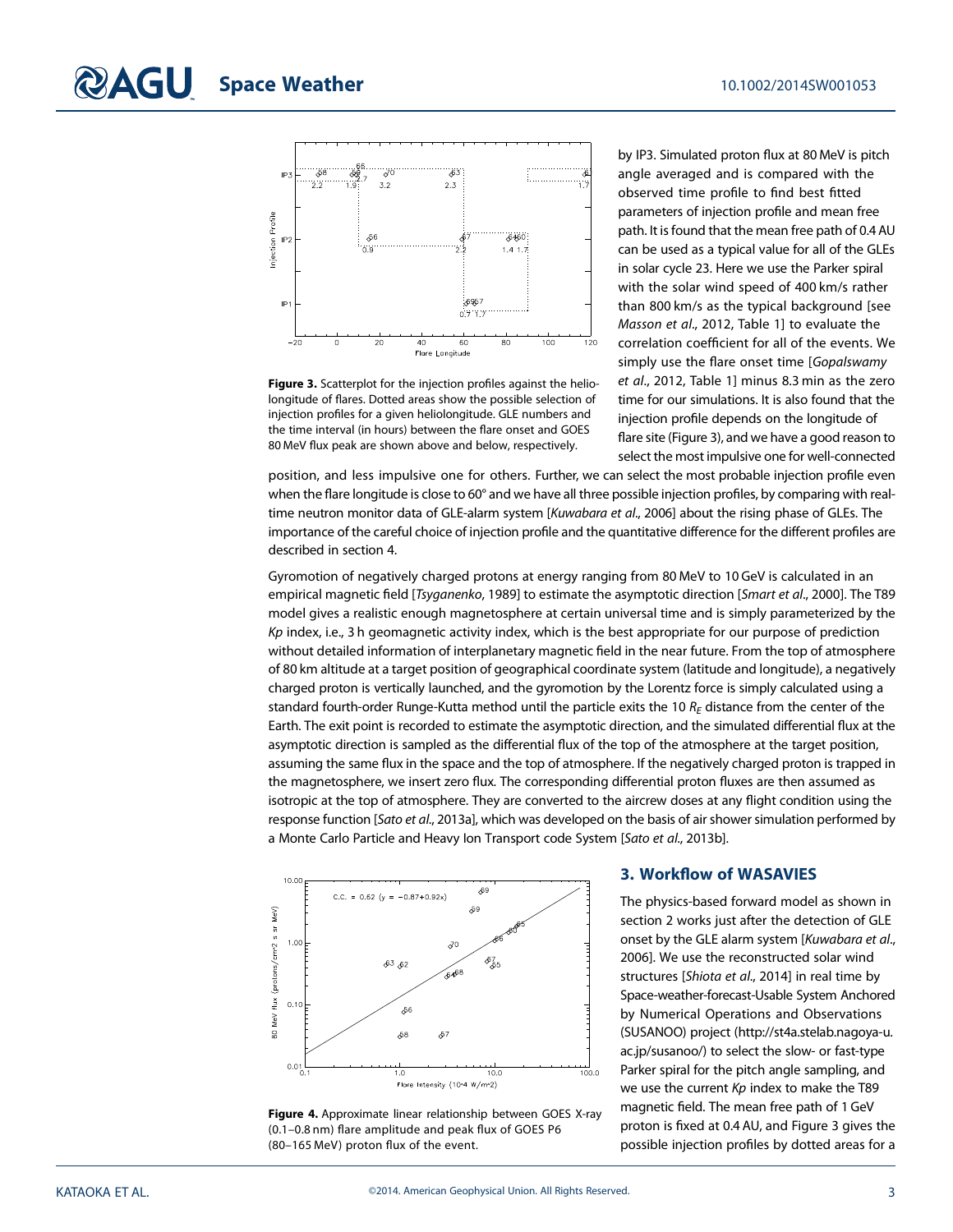by IP3. Simulated proton flux at 80 MeV is pitch angle averaged and is compared with the observed time profile to find best fitted parameters of injection profile and mean free path. It is found that the mean free path of 0.4 AU can be used as a typical value for all of the GLEs in solar cycle 23. Here we use the Parker spiral with the solar wind speed of 400 km/s rather than 800 km/s as the typical background [see *Masson et al.*, 2012, Table 1] to evaluate the correlation coefficient for all of the events. We simply use the flare onset time [*Gopalswamy et al.*, 2012, Table 1] minus 8.3 min as the zero time for our simulations. It is also found that the injection profile depends on the longitude of flare site (Figure 3), and we have a good reason to select the most impulsive one for well-connected position, and less impulsive one for others. Further, we can select the most probable injection profile even when the flare longitude is close to 60° and we have all three possible injection profiles, by comparing with real-time neutron monitor data of GLE-alarm system [*Kuwabara et al.*, 2006] about the rising phase of GLEs. The importance of the careful choice of injection profile and the quantitative difference for the different profiles are described in section 4.

**Figure 3.** Scatterplot for the injection profiles against the heliolongitude of flares. Dotted areas show the possible selection of injection profiles for a given heliolongitude. GLE numbers and the time interval (in hours) between the flare onset and GOES 80 MeV flux peak are shown above and below, respectively.

Gyromotion of negatively charged protons at energy ranging from 80 MeV to 10 GeV is calculated in an empirical magnetic field [*Tsyganenko*, 1989] to estimate the asymptotic direction [*Smart et al.*, 2000]. The T89 model gives a realistic enough magnetosphere at certain universal time and is simply parameterized by the *Kp* index, i.e., 3 h geomagnetic activity index, which is the best appropriate for our purpose of prediction without detailed information of interplanetary magnetic field in the near future. From the top of atmosphere of 80 km altitude at a target position of geographical coordinate system (latitude and longitude), a negatively charged proton is vertically launched, and the gyromotion by the Lorentz force is simply calculated using a standard fourth-order Runge-Kutta method until the particle exits the 10 $R_E$ distance from the center of the Earth. The exit point is recorded to estimate the asymptotic direction, and the simulated differential flux at the asymptotic direction is sampled as the differential flux of the top of the atmosphere at the target position, assuming the same flux in the space and the top of atmosphere. If the negatively charged proton is trapped in the magnetosphere, we insert zero flux. The corresponding differential proton fluxes are then assumed as isotropic at the top of atmosphere. They are converted to the aircrew doses at any flight condition using the response function [*Sato et al.*, 2013a], which was developed on the basis of air shower simulation performed by a Monte Carlo Particle and Heavy Ion Transport code System [*Sato et al.*, 2013b].

**Figure 4.** Approximate linear relationship between GOES X-ray (0.1–0.8 nm) flare amplitude and peak flux of GOES P6 (80–165 MeV) proton flux of the event.

## 3. Workflow of WASAVIES

The physics-based forward model as shown in section 2 works just after the detection of GLE onset by the GLE alarm system [*Kuwabara et al.*, 2006]. We use the reconstructed solar wind structures [*Shiota et al.*, 2014] in real time by Space-weather-forecast-Usable System Anchored by Numerical Operations and Observations (SUSANOO) project (http://st4a.stelab.nagoya-u.ac.jp/susanoo/) to select the slow- or fast-type Parker spiral for the pitch angle sampling, and we use the current *Kp* index to make the T89 magnetic field. The mean free path of 1 GeV proton is fixed at 0.4 AU, and Figure 3 gives the possible injection profiles by dotted areas for a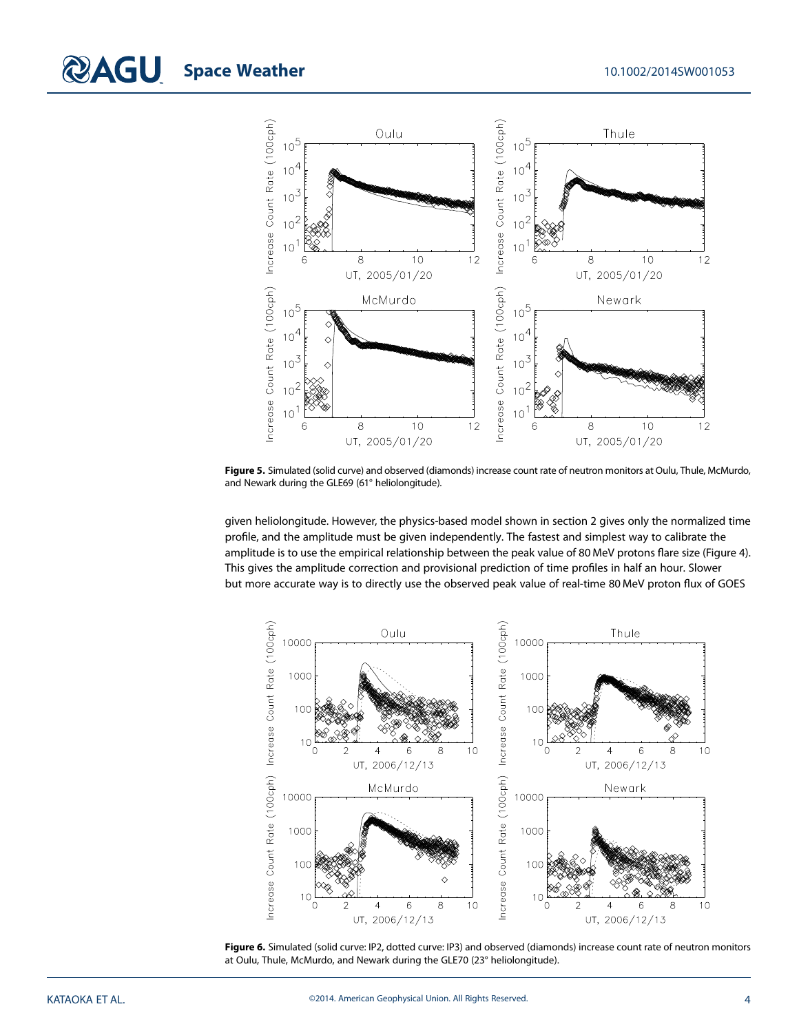**Figure 5.** Simulated (solid curve) and observed (diamonds) increase count rate of neutron monitors at Oulu, Thule, McMurdo, and Newark during the GLE69 (61° heliolongitude).

given heliolongitude. However, the physics-based model shown in section 2 gives only the normalized time profile, and the amplitude must be given independently. The fastest and simplest way to calibrate the amplitude is to use the empirical relationship between the peak value of 80 MeV protons flare size (Figure 4). This gives the amplitude correction and provisional prediction of time profiles in half an hour. Slower but more accurate way is to directly use the observed peak value of real-time 80 MeV proton flux of GOES

**Figure 6.** Simulated (solid curve: IP2, dotted curve: IP3) and observed (diamonds) increase count rate of neutron monitors at Oulu, Thule, McMurdo, and Newark during the GLE70 (23° heliolongitude).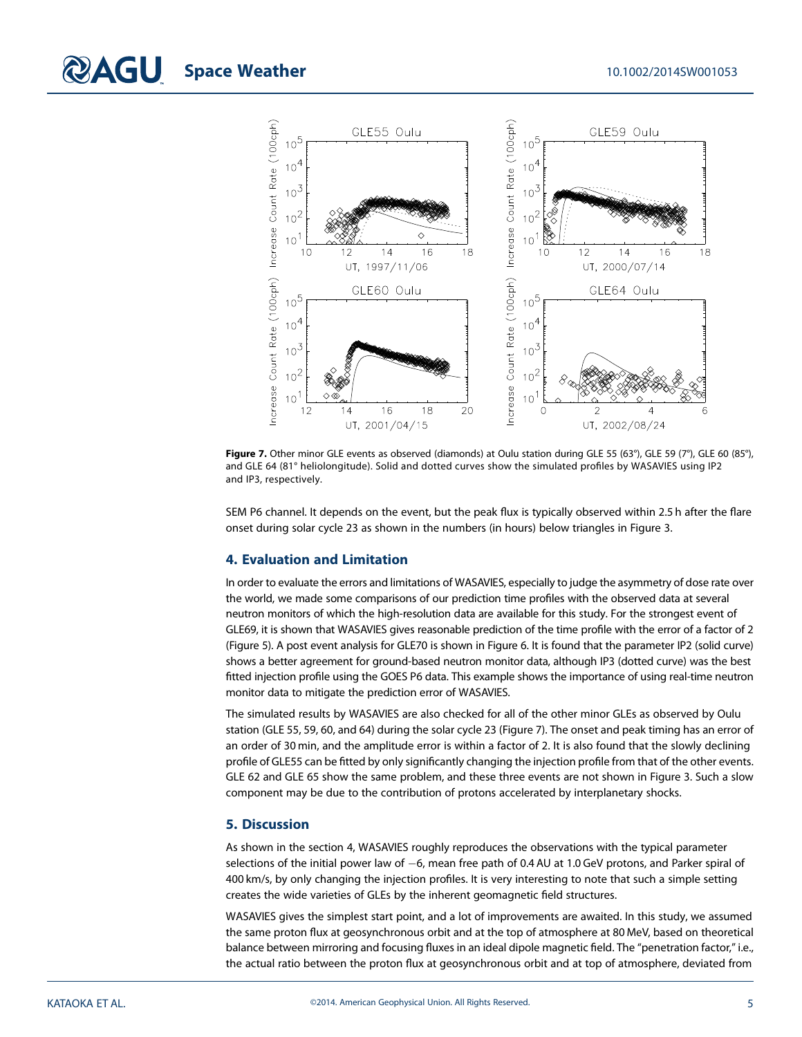**Figure 7.** Other minor GLE events as observed (diamonds) at Oulu station during GLE 55 (63°), GLE 59 (7°), GLE 60 (85°), and GLE 64 (81° heliolongitude). Solid and dotted curves show the simulated profiles by WASAVIES using IP2 and IP3, respectively.

SEM P6 channel. It depends on the event, but the peak flux is typically observed within 2.5 h after the flare onset during solar cycle 23 as shown in the numbers (in hours) below triangles in Figure 3.

## 4. Evaluation and Limitation

In order to evaluate the errors and limitations of WASAVIES, especially to judge the asymmetry of dose rate over the world, we made some comparisons of our prediction time profiles with the observed data at several neutron monitors of which the high-resolution data are available for this study. For the strongest event of GLE69, it is shown that WASAVIES gives reasonable prediction of the time profile with the error of a factor of 2 (Figure 5). A post event analysis for GLE70 is shown in Figure 6. It is found that the parameter IP2 (solid curve) shows a better agreement for ground-based neutron monitor data, although IP3 (dotted curve) was the best fitted injection profile using the GOES P6 data. This example shows the importance of using real-time neutron monitor data to mitigate the prediction error of WASAVIES.

The simulated results by WASAVIES are also checked for all of the other minor GLEs as observed by Oulu station (GLE 55, 59, 60, and 64) during the solar cycle 23 (Figure 7). The onset and peak timing has an error of an order of 30 min, and the amplitude error is within a factor of 2. It is also found that the slowly declining profile of GLE55 can be fitted by only significantly changing the injection profile from that of the other events. GLE 62 and GLE 65 show the same problem, and these three events are not shown in Figure 3. Such a slow component may be due to the contribution of protons accelerated by interplanetary shocks.

## 5. Discussion

As shown in the section 4, WASAVIES roughly reproduces the observations with the typical parameter selections of the initial power law of −6, mean free path of 0.4 AU at 1.0 GeV protons, and Parker spiral of 400 km/s, by only changing the injection profiles. It is very interesting to note that such a simple setting creates the wide varieties of GLEs by the inherent geomagnetic field structures.

WASAVIES gives the simplest start point, and a lot of improvements are awaited. In this study, we assumed the same proton flux at geosynchronous orbit and at the top of atmosphere at 80 MeV, based on theoretical balance between mirroring and focusing fluxes in an ideal dipole magnetic field. The "penetration factor," i.e., the actual ratio between the proton flux at geosynchronous orbit and at top of atmosphere, deviated from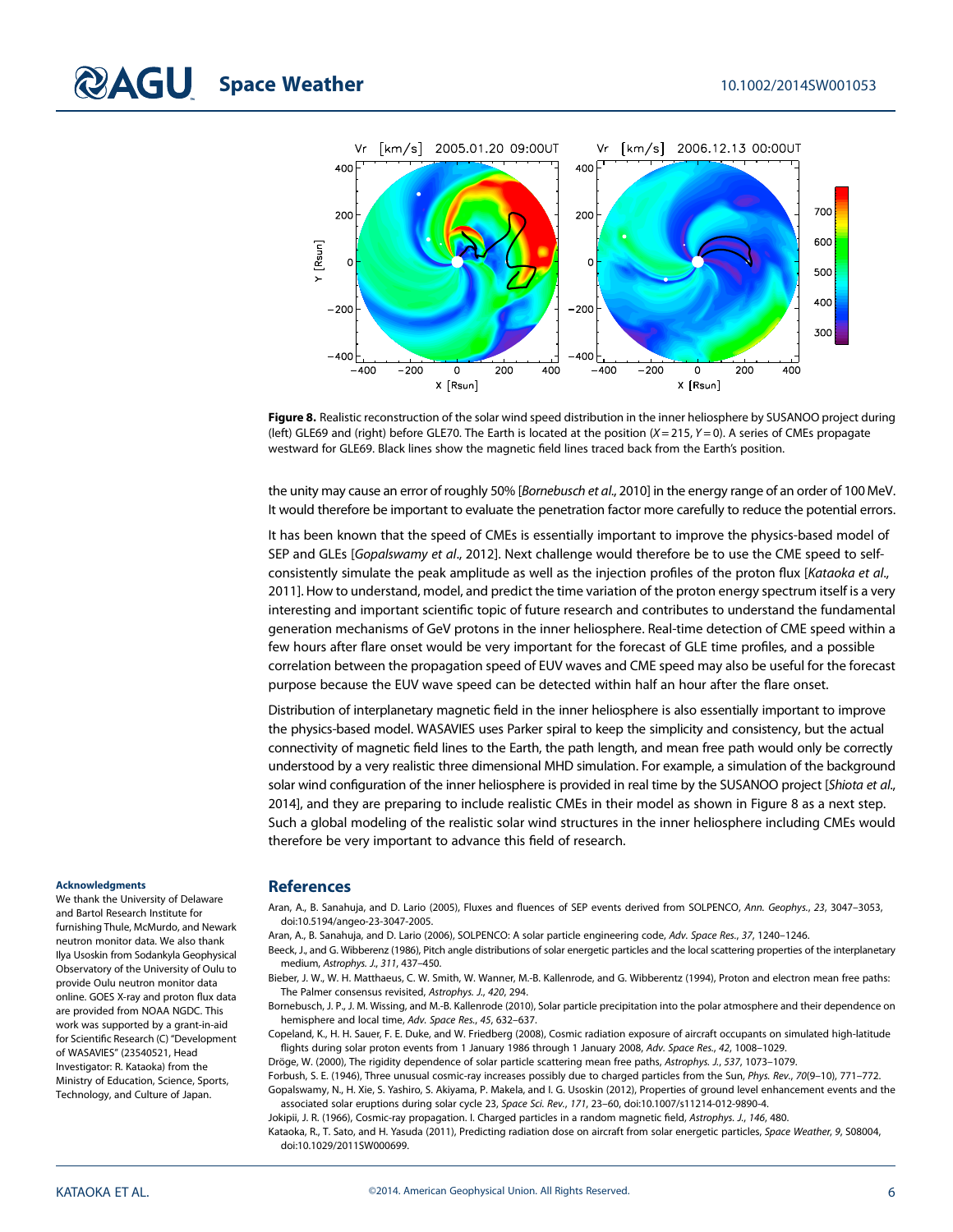Vr [km/s] 2005.01.20 09:00UT

Vr [km/s] 2006.12.13 00:00UT

400

200

0

−200

−400

Y [Rsun]

−400 −200 0 200 400

X [Rsun]

700

600

500

400

300

**Figure 8.** Realistic reconstruction of the solar wind speed distribution in the inner heliosphere by SUSANOO project during (left) GLE69 and (right) before GLE70. The Earth is located at the position ($X = 215$, $Y = 0$). A series of CMEs propagate westward for GLE69. Black lines show the magnetic field lines traced back from the Earth's position.

the unity may cause an error of roughly 50% [*Bornebusch et al.*, 2010] in the energy range of an order of 100 MeV. It would therefore be important to evaluate the penetration factor more carefully to reduce the potential errors.

It has been known that the speed of CMEs is essentially important to improve the physics-based model of SEP and GLEs [*Gopalswamy et al.*, 2012]. Next challenge would therefore be to use the CME speed to self-consistently simulate the peak amplitude as well as the injection profiles of the proton flux [*Kataoka et al.*, 2011]. How to understand, model, and predict the time variation of the proton energy spectrum itself is a very interesting and important scientific topic of future research and contributes to understand the fundamental generation mechanisms of GeV protons in the inner heliosphere. Real-time detection of CME speed within a few hours after flare onset would be very important for the forecast of GLE time profiles, and a possible correlation between the propagation speed of EUV waves and CME speed may also be useful for the forecast purpose because the EUV wave speed can be detected within half an hour after the flare onset.

Distribution of interplanetary magnetic field in the inner heliosphere is also essentially important to improve the physics-based model. WASAVIES uses Parker spiral to keep the simplicity and consistency, but the actual connectivity of magnetic field lines to the Earth, the path length, and mean free path would only be correctly understood by a very realistic three dimensional MHD simulation. For example, a simulation of the background solar wind configuration of the inner heliosphere is provided in real time by the SUSANOO project [*Shiota et al.*, 2014], and they are preparing to include realistic CMEs in their model as shown in Figure 8 as a next step. Such a global modeling of the realistic solar wind structures in the inner heliosphere including CMEs would therefore be very important to advance this field of research.

#### Acknowledgments

We thank the University of Delaware and Bartol Research Institute for furnishing Thule, McMurdo, and Newark neutron monitor data. We also thank Ilya Usoskin from Sodankyla Geophysical Observatory of the University of Oulu to provide Oulu neutron monitor data online. GOES X-ray and proton flux data are provided from NOAA NGDC. This work was supported by a grant-in-aid for Scientific Research (C) "Development of WASAVIES" (23540521, Head Investigator: R. Kataoka) from the Ministry of Education, Science, Sports, Technology, and Culture of Japan.

## References

Aran, A., B. Sanahuja, and D. Lario (2005), Fluxes and fluences of SEP events derived from SOLPENCO, *Ann. Geophys.*, *23*, 3047–3053, doi:10.5194/angeo-23-3047-2005.

Aran, A., B. Sanahuja, and D. Lario (2006), SOLPENCO: A solar particle engineering code, *Adv. Space Res.*, *37*, 1240–1246.

Beeck, J., and G. Wibberenz (1986), Pitch angle distributions of solar energetic particles and the local scattering properties of the interplanetary medium, *Astrophys. J.*, *311*, 437–450.

Bieber, J. W., W. H. Matthaeus, C. W. Smith, W. Wanner, M.-B. Kallenrode, and G. Wibberentz (1994), Proton and electron mean free paths: The Palmer consensus revisited, *Astrophys. J.*, *420*, 294.

Bornebusch, J. P., J. M. Wissing, and M.-B. Kallenrode (2010), Solar particle precipitation into the polar atmosphere and their dependence on hemisphere and local time, *Adv. Space Res.*, *45*, 632–637.

Copeland, K., H. H. Sauer, F. E. Duke, and W. Friedberg (2008), Cosmic radiation exposure of aircraft occupants on simulated high-latitude flights during solar proton events from 1 January 1986 through 1 January 2008, *Adv. Space Res.*, *42*, 1008–1029.

Dröge, W. (2000), The rigidity dependence of solar particle scattering mean free paths, *Astrophys. J.*, *537*, 1073–1079.

Forbush, S. E. (1946), Three unusual cosmic-ray increases possibly due to charged particles from the Sun, *Phys. Rev.*, *70*(9–10), 771–772.

Gopalswamy, N., H. Xie, S. Yashiro, S. Akiyama, P. Makela, and I. G. Usoskin (2012), Properties of ground level enhancement events and the associated solar eruptions during solar cycle 23, *Space Sci. Rev.*, *171*, 23–60, doi:10.1007/s11214-012-9890-4.

Jokipii, J. R. (1966), Cosmic-ray propagation. I. Charged particles in a random magnetic field, *Astrophys. J.*, *146*, 480.

Kataoka, R., T. Sato, and H. Yasuda (2011), Predicting radiation dose on aircraft from solar energetic particles, *Space Weather*, *9*, S08004, doi:10.1029/2011SW000699.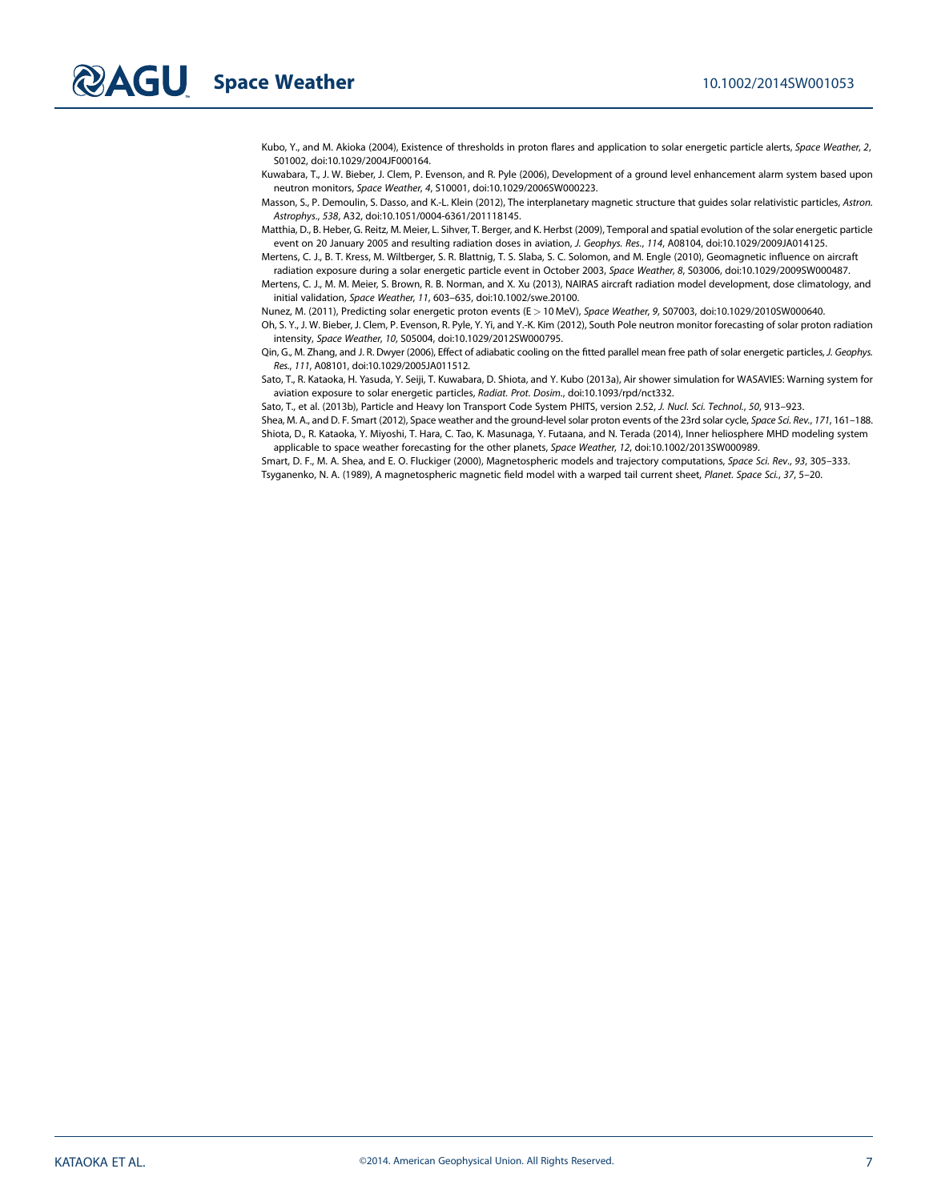Kubo, Y., and M. Akioka (2004), Existence of thresholds in proton flares and application to solar energetic particle alerts, *Space Weather*, *2*, S01002, doi:10.1029/2004JF000164.

Kuwabara, T., J. W. Bieber, J. Clem, P. Evenson, and R. Pyle (2006), Development of a ground level enhancement alarm system based upon neutron monitors, *Space Weather*, *4*, S10001, doi:10.1029/2006SW000223.

Masson, S., P. Demoulin, S. Dasso, and K.-L. Klein (2012), The interplanetary magnetic structure that guides solar relativistic particles, *Astron. Astrophys.*, *538*, A32, doi:10.1051/0004-6361/201118145.

Matthia, D., B. Heber, G. Reitz, M. Meier, L. Sihver, T. Berger, and K. Herbst (2009), Temporal and spatial evolution of the solar energetic particle event on 20 January 2005 and resulting radiation doses in aviation, *J. Geophys. Res.*, *114*, A08104, doi:10.1029/2009JA014125.

Mertens, C. J., B. T. Kress, M. Wiltberger, S. R. Blattnig, T. S. Slaba, S. C. Solomon, and M. Engle (2010), Geomagnetic influence on aircraft radiation exposure during a solar energetic particle event in October 2003, *Space Weather*, *8*, S03006, doi:10.1029/2009SW000487.

Mertens, C. J., M. M. Meier, S. Brown, R. B. Norman, and X. Xu (2013), NAIRAS aircraft radiation model development, dose climatology, and initial validation, *Space Weather*, *11*, 603–635, doi:10.1002/swe.20100.

Nunez, M. (2011), Predicting solar energetic proton events ($E > 10$ MeV), *Space Weather*, *9*, S07003, doi:10.1029/2010SW000640.

Oh, S. Y., J. W. Bieber, J. Clem, P. Evenson, R. Pyle, Y. Yi, and Y.-K. Kim (2012), South Pole neutron monitor forecasting of solar proton radiation intensity, *Space Weather*, *10*, S05004, doi:10.1029/2012SW000795.

Qin, G., M. Zhang, and J. R. Dwyer (2006), Effect of adiabatic cooling on the fitted parallel mean free path of solar energetic particles, *J. Geophys. Res.*, *111*, A08101, doi:10.1029/2005JA011512.

Sato, T., R. Kataoka, H. Yasuda, Y. Seiji, T. Kuwabara, D. Shiota, and Y. Kubo (2013a), Air shower simulation for WASAVIES: Warning system for aviation exposure to solar energetic particles, *Radiat. Prot. Dosim.*, doi:10.1093/rpd/nct332.

Sato, T., et al. (2013b), Particle and Heavy Ion Transport Code System PHITS, version 2.52, *J. Nucl. Sci. Technol.*, *50*, 913–923.

Shea, M. A., and D. F. Smart (2012), Space weather and the ground-level solar proton events of the 23rd solar cycle, *Space Sci. Rev.*, *171*, 161–188.

Shiota, D., R. Kataoka, Y. Miyoshi, T. Hara, C. Tao, K. Masunaga, Y. Futaana, and N. Terada (2014), Inner heliosphere MHD modeling system applicable to space weather forecasting for the other planets, *Space Weather*, *12*, doi:10.1002/2013SW000989.

Smart, D. F., M. A. Shea, and E. O. Fluckiger (2000), Magnetospheric models and trajectory computations, *Space Sci. Rev.*, *93*, 305–333.

Tsyganenko, N. A. (1989), A magnetospheric magnetic field model with a warped tail current sheet, *Planet. Space Sci.*, *37*, 5–20.